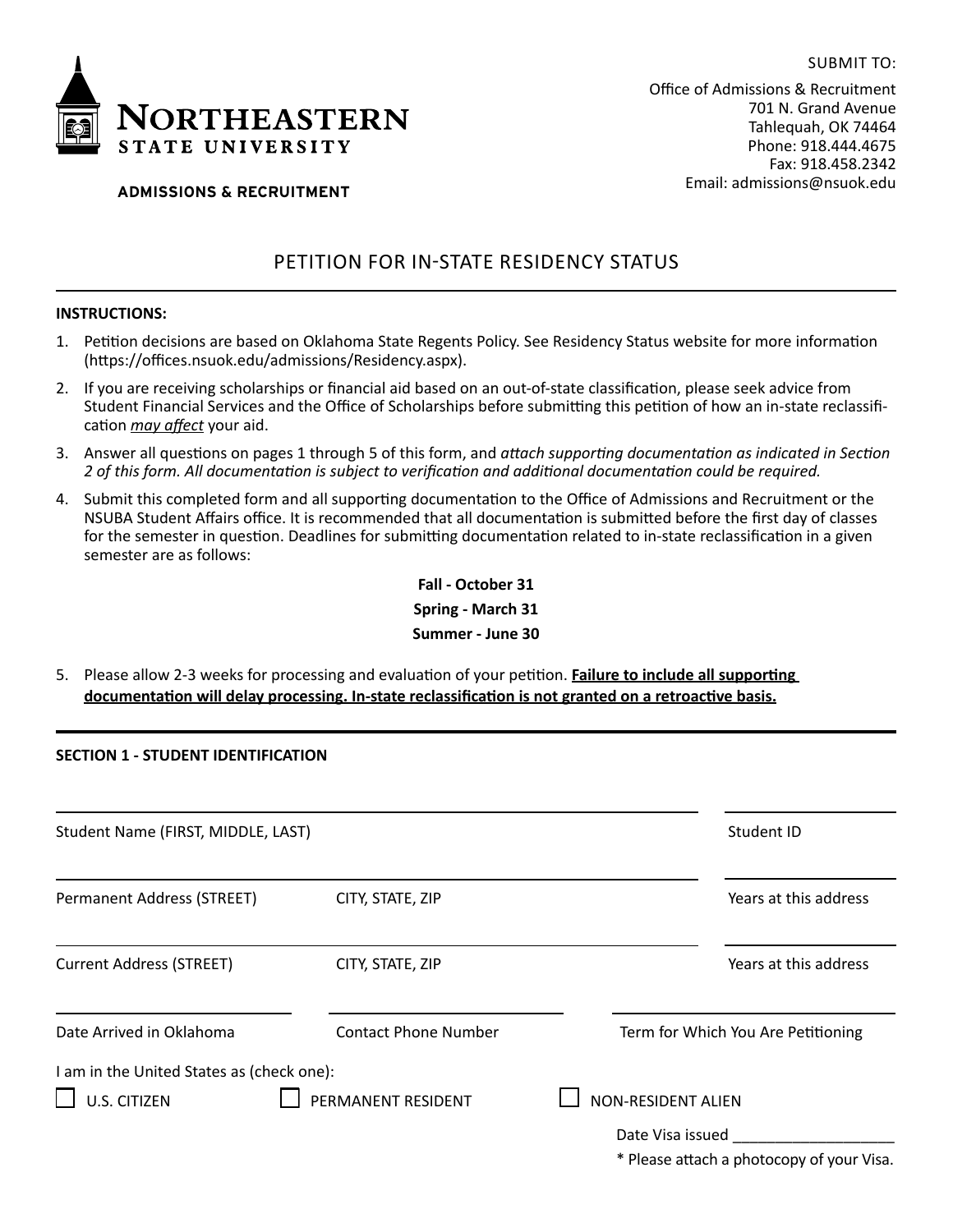**NORTHEASTERN STATE UNIVERSITY**

**ADMISSIONS & RECRUITMENT**

SUBMIT TO:

Office of Admissions & Recruitment
701 N. Grand Avenue
Tahlequah, OK 74464
Phone: 918.444.4675
Fax: 918.458.2342
Email: admissions@nsuok.edu

# PETITION FOR IN-STATE RESIDENCY STATUS

**INSTRUCTIONS:**

1. Petition decisions are based on Oklahoma State Regents Policy. See Residency Status website for more information (https://offices.nsuok.edu/admissions/Residency.aspx).
2. If you are receiving scholarships or financial aid based on an out-of-state classification, please seek advice from Student Financial Services and the Office of Scholarships before submitting this petition of how an in-state reclassification *may affect* your aid.
3. Answer all questions on pages 1 through 5 of this form, and *attach supporting documentation as indicated in Section 2 of this form. All documentation is subject to verification and additional documentation could be required.*
4. Submit this completed form and all supporting documentation to the Office of Admissions and Recruitment or the NSUBA Student Affairs office. It is recommended that all documentation is submitted before the first day of classes for the semester in question. Deadlines for submitting documentation related to in-state reclassification in a given semester are as follows:

   **Fall - October 31**

   **Spring - March 31**

   **Summer - June 30**

5. Please allow 2-3 weeks for processing and evaluation of your petition. **Failure to include all supporting documentation will delay processing. In-state reclassification is not granted on a retroactive basis.**

## SECTION 1 - STUDENT IDENTIFICATION

Student Name (FIRST, MIDDLE, LAST) ____________________ Student ID ____________________

Permanent Address (STREET) ____________________ CITY, STATE, ZIP ____________________ Years at this address ____________________

Current Address (STREET) ____________________ CITY, STATE, ZIP ____________________ Years at this address ____________________

Date Arrived in Oklahoma ____________________ Contact Phone Number ____________________ Term for Which You Are Petitioning ____________________

I am in the United States as (check one):

☐ U.S. CITIZEN ☐ PERMANENT RESIDENT ☐ NON-RESIDENT ALIEN

Date Visa issued ____________________

* Please attach a photocopy of your Visa.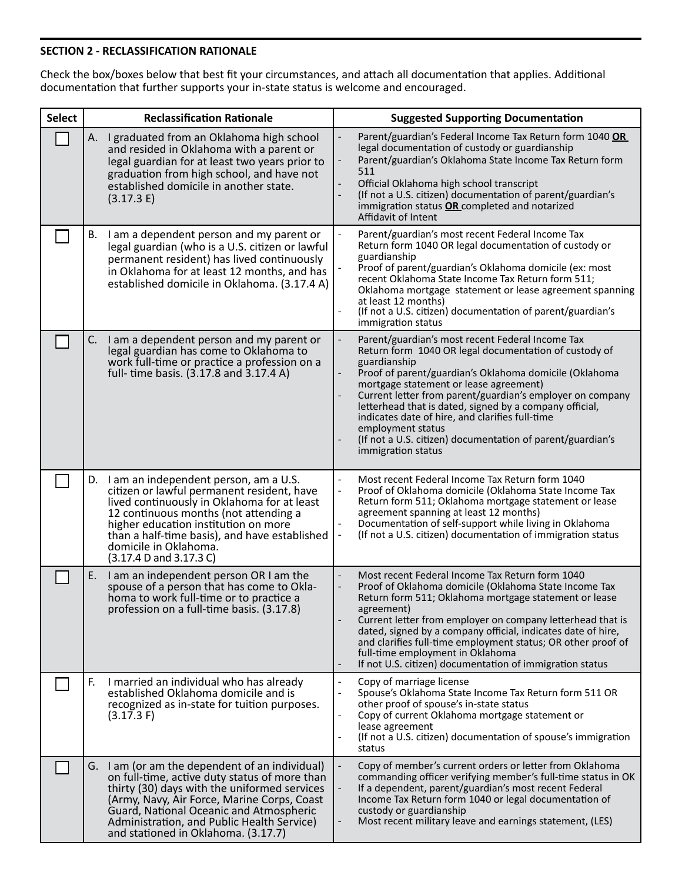**SECTION 2 - RECLASSIFICATION RATIONALE**

Check the box/boxes below that best fit your circumstances, and attach all documentation that applies. Additional documentation that further supports your in-state status is welcome and encouraged.

| Select | Reclassification Rationale | Suggested Supporting Documentation |
|---|---|---|
| ☐ | A. I graduated from an Oklahoma high school and resided in Oklahoma with a parent or legal guardian for at least two years prior to graduation from high school, and have not established domicile in another state. (3.17.3 E) | - Parent/guardian's Federal Income Tax Return form 1040 **OR** legal documentation of custody or guardianship<br>- Parent/guardian's Oklahoma State Income Tax Return form 511<br>- Official Oklahoma high school transcript<br>- (If not a U.S. citizen) documentation of parent/guardian's immigration status **OR** completed and notarized Affidavit of Intent |
| ☐ | B. I am a dependent person and my parent or legal guardian (who is a U.S. citizen or lawful permanent resident) has lived continuously in Oklahoma for at least 12 months, and has established domicile in Oklahoma. (3.17.4 A) | - Parent/guardian's most recent Federal Income Tax Return form 1040 OR legal documentation of custody or guardianship<br>- Proof of parent/guardian's Oklahoma domicile (ex: most recent Oklahoma State Income Tax Return form 511; Oklahoma mortgage statement or lease agreement spanning at least 12 months)<br>- (If not a U.S. citizen) documentation of parent/guardian's immigration status |
| ☐ | C. I am a dependent person and my parent or legal guardian has come to Oklahoma to work full-time or practice a profession on a full- time basis. (3.17.8 and 3.17.4 A) | - Parent/guardian's most recent Federal Income Tax Return form 1040 OR legal documentation of custody of guardianship<br>- Proof of parent/guardian's Oklahoma domicile (Oklahoma mortgage statement or lease agreement)<br>- Current letter from parent/guardian's employer on company letterhead that is dated, signed by a company official, indicates date of hire, and clarifies full-time employment status<br>- (If not a U.S. citizen) documentation of parent/guardian's immigration status |
| ☐ | D. I am an independent person, am a U.S. citizen or lawful permanent resident, have lived continuously in Oklahoma for at least 12 continuous months (not attending a higher education institution on more than a half-time basis), and have established domicile in Oklahoma. (3.17.4 D and 3.17.3 C) | - Most recent Federal Income Tax Return form 1040<br>- Proof of Oklahoma domicile (Oklahoma State Income Tax Return form 511; Oklahoma mortgage statement or lease agreement spanning at least 12 months)<br>- Documentation of self-support while living in Oklahoma<br>- (If not a U.S. citizen) documentation of immigration status |
| ☐ | E. I am an independent person OR I am the spouse of a person that has come to Oklahoma to work full-time or to practice a profession on a full-time basis. (3.17.8) | - Most recent Federal Income Tax Return form 1040<br>- Proof of Oklahoma domicile (Oklahoma State Income Tax Return form 511; Oklahoma mortgage statement or lease agreement)<br>- Current letter from employer on company letterhead that is dated, signed by a company official, indicates date of hire, and clarifies full-time employment status; OR other proof of full-time employment in Oklahoma<br>- If not U.S. citizen) documentation of immigration status |
| ☐ | F. I married an individual who has already established Oklahoma domicile and is recognized as in-state for tuition purposes. (3.17.3 F) | - Copy of marriage license<br>- Spouse's Oklahoma State Income Tax Return form 511 OR other proof of spouse's in-state status<br>- Copy of current Oklahoma mortgage statement or lease agreement<br>- (If not a U.S. citizen) documentation of spouse's immigration status |
| ☐ | G. I am (or am the dependent of an individual) on full-time, active duty status of more than thirty (30) days with the uniformed services (Army, Navy, Air Force, Marine Corps, Coast Guard, National Oceanic and Atmospheric Administration, and Public Health Service) and stationed in Oklahoma. (3.17.7) | - Copy of member's current orders or letter from Oklahoma commanding officer verifying member's full-time status in OK<br>- If a dependent, parent/guardian's most recent Federal Income Tax Return form 1040 or legal documentation of custody or guardianship<br>- Most recent military leave and earnings statement, (LES) |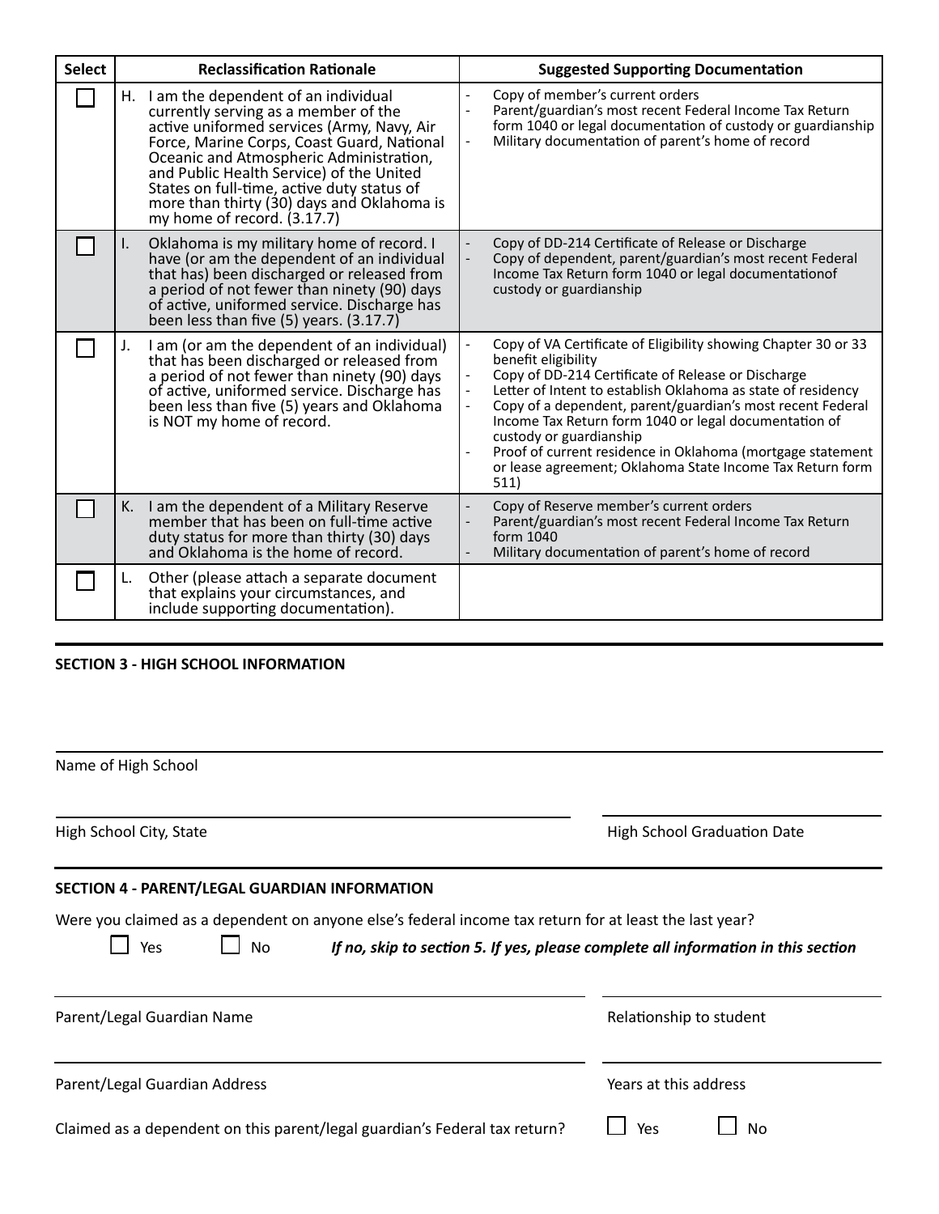| Select | Reclassification Rationale | Suggested Supporting Documentation |
|---|---|---|
| ☐ | H. I am the dependent of an individual currently serving as a member of the active uniformed services (Army, Navy, Air Force, Marine Corps, Coast Guard, National Oceanic and Atmospheric Administration, and Public Health Service) of the United States on full-time, active duty status of more than thirty (30) days and Oklahoma is my home of record. (3.17.7) | - Copy of member's current orders<br>- Parent/guardian's most recent Federal Income Tax Return form 1040 or legal documentation of custody or guardianship<br>- Military documentation of parent's home of record |
| ☐ | I. Oklahoma is my military home of record. I have (or am the dependent of an individual that has) been discharged or released from a period of not fewer than ninety (90) days of active, uniformed service. Discharge has been less than five (5) years. (3.17.7) | - Copy of DD-214 Certificate of Release or Discharge<br>- Copy of dependent, parent/guardian's most recent Federal Income Tax Return form 1040 or legal documentationof custody or guardianship |
| ☐ | J. I am (or am the dependent of an individual) that has been discharged or released from a period of not fewer than ninety (90) days of active, uniformed service. Discharge has been less than five (5) years and Oklahoma is NOT my home of record. | - Copy of VA Certificate of Eligibility showing Chapter 30 or 33 benefit eligibility<br>- Copy of DD-214 Certificate of Release or Discharge<br>- Letter of Intent to establish Oklahoma as state of residency<br>- Copy of a dependent, parent/guardian's most recent Federal Income Tax Return form 1040 or legal documentation of custody or guardianship<br>- Proof of current residence in Oklahoma (mortgage statement or lease agreement; Oklahoma State Income Tax Return form 511) |
| ☐ | K. I am the dependent of a Military Reserve member that has been on full-time active duty status for more than thirty (30) days and Oklahoma is the home of record. | - Copy of Reserve member's current orders<br>- Parent/guardian's most recent Federal Income Tax Return form 1040<br>- Military documentation of parent's home of record |
| ☐ | L. Other (please attach a separate document that explains your circumstances, and include supporting documentation). | |

## SECTION 3 - HIGH SCHOOL INFORMATION

Name of High School

High School City, State

High School Graduation Date

## SECTION 4 - PARENT/LEGAL GUARDIAN INFORMATION

Were you claimed as a dependent on anyone else's federal income tax return for at least the last year?

☐ Yes ☐ No ***If no, skip to section 5. If yes, please complete all information in this section***

Parent/Legal Guardian Name

Relationship to student

Parent/Legal Guardian Address

Years at this address

Claimed as a dependent on this parent/legal guardian's Federal tax return? ☐ Yes ☐ No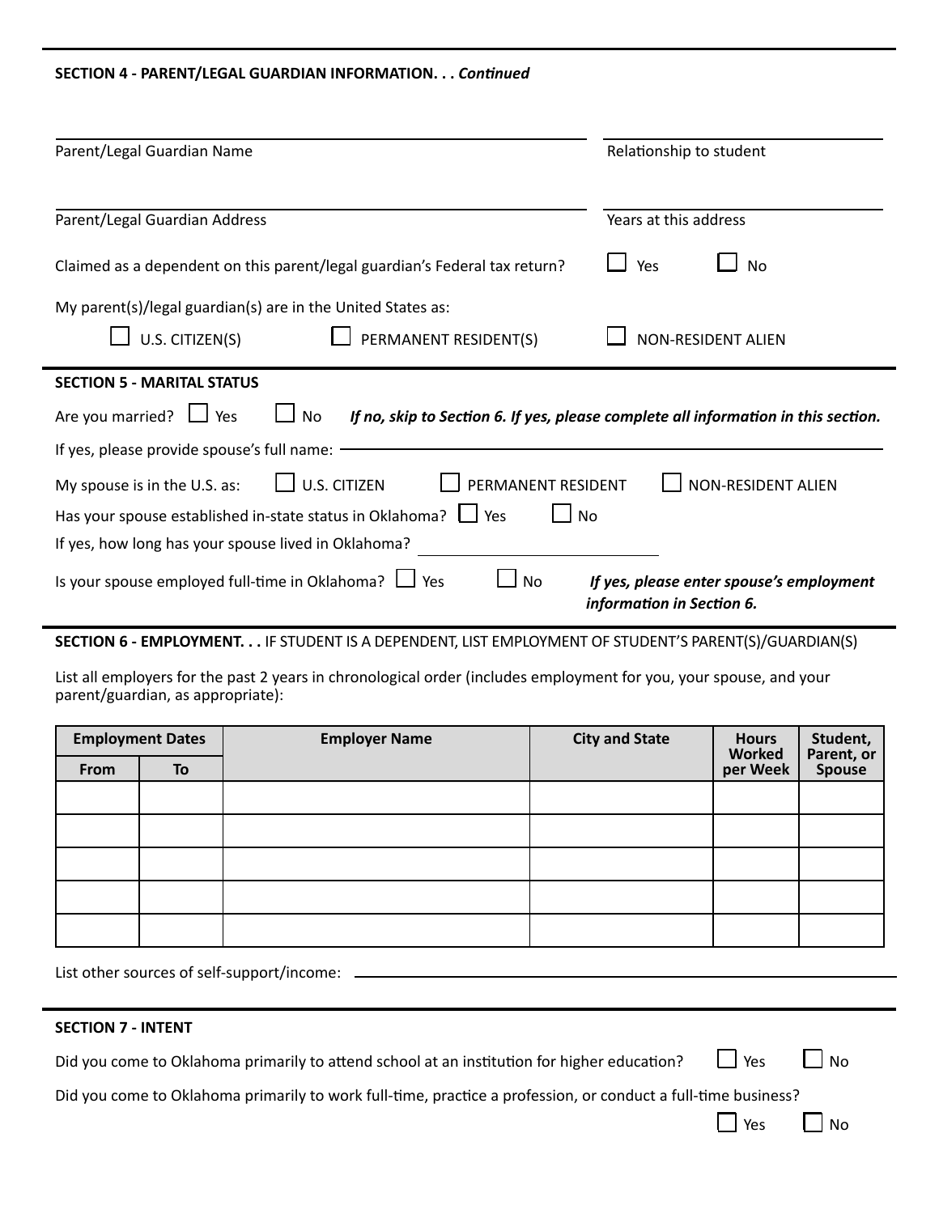**SECTION 4 - PARENT/LEGAL GUARDIAN INFORMATION. . .** ***Continued***

Parent/Legal Guardian Name ____________________ Relationship to student ____________________

Parent/Legal Guardian Address ____________________ Years at this address ____________________

Claimed as a dependent on this parent/legal guardian's Federal tax return? ☐ Yes ☐ No

My parent(s)/legal guardian(s) are in the United States as:

☐ U.S. CITIZEN(S) ☐ PERMANENT RESIDENT(S) ☐ NON-RESIDENT ALIEN

**SECTION 5 - MARITAL STATUS**

Are you married? ☐ Yes ☐ No ***If no, skip to Section 6. If yes, please complete all information in this section.***

If yes, please provide spouse's full name: ____________________

My spouse is in the U.S. as: ☐ U.S. CITIZEN ☐ PERMANENT RESIDENT ☐ NON-RESIDENT ALIEN

Has your spouse established in-state status in Oklahoma? ☐ Yes ☐ No

If yes, how long has your spouse lived in Oklahoma? ____________________

Is your spouse employed full-time in Oklahoma? ☐ Yes ☐ No ***If yes, please enter spouse's employment information in Section 6.***

**SECTION 6 - EMPLOYMENT. . .** IF STUDENT IS A DEPENDENT, LIST EMPLOYMENT OF STUDENT'S PARENT(S)/GUARDIAN(S)

List all employers for the past 2 years in chronological order (includes employment for you, your spouse, and your parent/guardian, as appropriate):

| Employment Dates | | Employer Name | City and State | Hours Worked per Week | Student, Parent, or Spouse |
|---|---|---|---|---|---|
| From | To | | | | |
| | | | | | |
| | | | | | |
| | | | | | |
| | | | | | |
| | | | | | |

List other sources of self-support/income: ____________________

**SECTION 7 - INTENT**

Did you come to Oklahoma primarily to attend school at an institution for higher education? ☐ Yes ☐ No

Did you come to Oklahoma primarily to work full-time, practice a profession, or conduct a full-time business?

☐ Yes ☐ No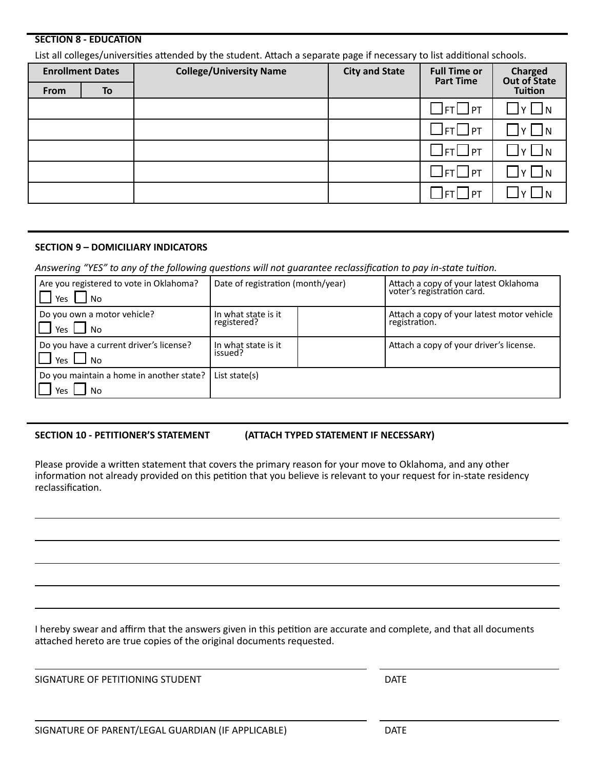**SECTION 8 - EDUCATION**

List all colleges/universities attended by the student. Attach a separate page if necessary to list additional schools.

| Enrollment Dates | | College/University Name | City and State | Full Time or Part Time | Charged Out of State Tuition |
|---|---|---|---|---|---|
| From | To | | | | |
| | | | | ☐ FT ☐ PT | ☐ Y ☐ N |
| | | | | ☐ FT ☐ PT | ☐ Y ☐ N |
| | | | | ☐ FT ☐ PT | ☐ Y ☐ N |
| | | | | ☐ FT ☐ PT | ☐ Y ☐ N |
| | | | | ☐ FT ☐ PT | ☐ Y ☐ N |

**SECTION 9 – DOMICILIARY INDICATORS**

*Answering "YES" to any of the following questions will not guarantee reclassification to pay in-state tuition.*

| | | | |
|---|---|---|---|
| Are you registered to vote in Oklahoma? ☐ Yes ☐ No | Date of registration (month/year) | | Attach a copy of your latest Oklahoma voter's registration card. |
| Do you own a motor vehicle? ☐ Yes ☐ No | In what state is it registered? | | Attach a copy of your latest motor vehicle registration. |
| Do you have a current driver's license? ☐ Yes ☐ No | In what state is it issued? | | Attach a copy of your driver's license. |
| Do you maintain a home in another state? ☐ Yes ☐ No | List state(s) | | |

**SECTION 10 - PETITIONER'S STATEMENT (ATTACH TYPED STATEMENT IF NECESSARY)**

Please provide a written statement that covers the primary reason for your move to Oklahoma, and any other information not already provided on this petition that you believe is relevant to your request for in-state residency reclassification.

\_\_\_\_\_\_\_\_\_\_\_\_\_\_\_\_\_\_\_\_\_\_\_\_\_\_\_\_\_\_\_\_\_\_\_\_\_\_\_\_\_\_\_\_\_\_\_\_\_\_\_\_\_\_\_\_\_\_\_\_\_\_\_\_\_\_\_\_\_\_\_\_

\_\_\_\_\_\_\_\_\_\_\_\_\_\_\_\_\_\_\_\_\_\_\_\_\_\_\_\_\_\_\_\_\_\_\_\_\_\_\_\_\_\_\_\_\_\_\_\_\_\_\_\_\_\_\_\_\_\_\_\_\_\_\_\_\_\_\_\_\_\_\_\_

\_\_\_\_\_\_\_\_\_\_\_\_\_\_\_\_\_\_\_\_\_\_\_\_\_\_\_\_\_\_\_\_\_\_\_\_\_\_\_\_\_\_\_\_\_\_\_\_\_\_\_\_\_\_\_\_\_\_\_\_\_\_\_\_\_\_\_\_\_\_\_\_

\_\_\_\_\_\_\_\_\_\_\_\_\_\_\_\_\_\_\_\_\_\_\_\_\_\_\_\_\_\_\_\_\_\_\_\_\_\_\_\_\_\_\_\_\_\_\_\_\_\_\_\_\_\_\_\_\_\_\_\_\_\_\_\_\_\_\_\_\_\_\_\_

\_\_\_\_\_\_\_\_\_\_\_\_\_\_\_\_\_\_\_\_\_\_\_\_\_\_\_\_\_\_\_\_\_\_\_\_\_\_\_\_\_\_\_\_\_\_\_\_\_\_\_\_\_\_\_\_\_\_\_\_\_\_\_\_\_\_\_\_\_\_\_\_

I hereby swear and affirm that the answers given in this petition are accurate and complete, and that all documents attached hereto are true copies of the original documents requested.

\_\_\_\_\_\_\_\_\_\_\_\_\_\_\_\_\_\_\_\_\_\_\_\_\_\_\_\_\_\_\_\_\_\_\_\_\_\_\_\_ \_\_\_\_\_\_\_\_\_\_\_\_\_\_\_\_\_\_\_\_

SIGNATURE OF PETITIONING STUDENT DATE

\_\_\_\_\_\_\_\_\_\_\_\_\_\_\_\_\_\_\_\_\_\_\_\_\_\_\_\_\_\_\_\_\_\_\_\_\_\_\_\_ \_\_\_\_\_\_\_\_\_\_\_\_\_\_\_\_\_\_\_\_

SIGNATURE OF PARENT/LEGAL GUARDIAN (IF APPLICABLE) DATE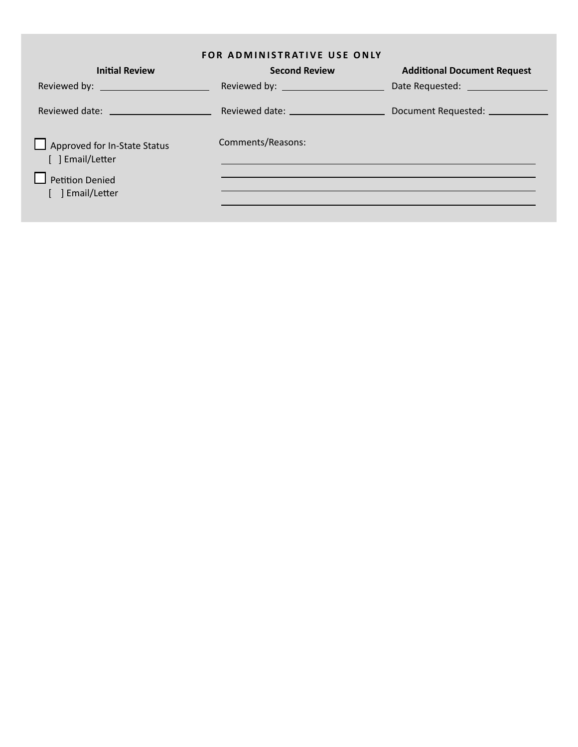## FOR ADMINISTRATIVE USE ONLY

| Initial Review | Second Review | Additional Document Request |
|---|---|---|
| Reviewed by: ____________ | Reviewed by: ____________ | Date Requested: ____________ |
| Reviewed date: ____________ | Reviewed date: ____________ | Document Requested: ____________ |

☐ Approved for In-State Status
[ ] Email/Letter

☐ Petition Denied
[ ] Email/Letter

Comments/Reasons:

______________________________________________

______________________________________________

______________________________________________

______________________________________________